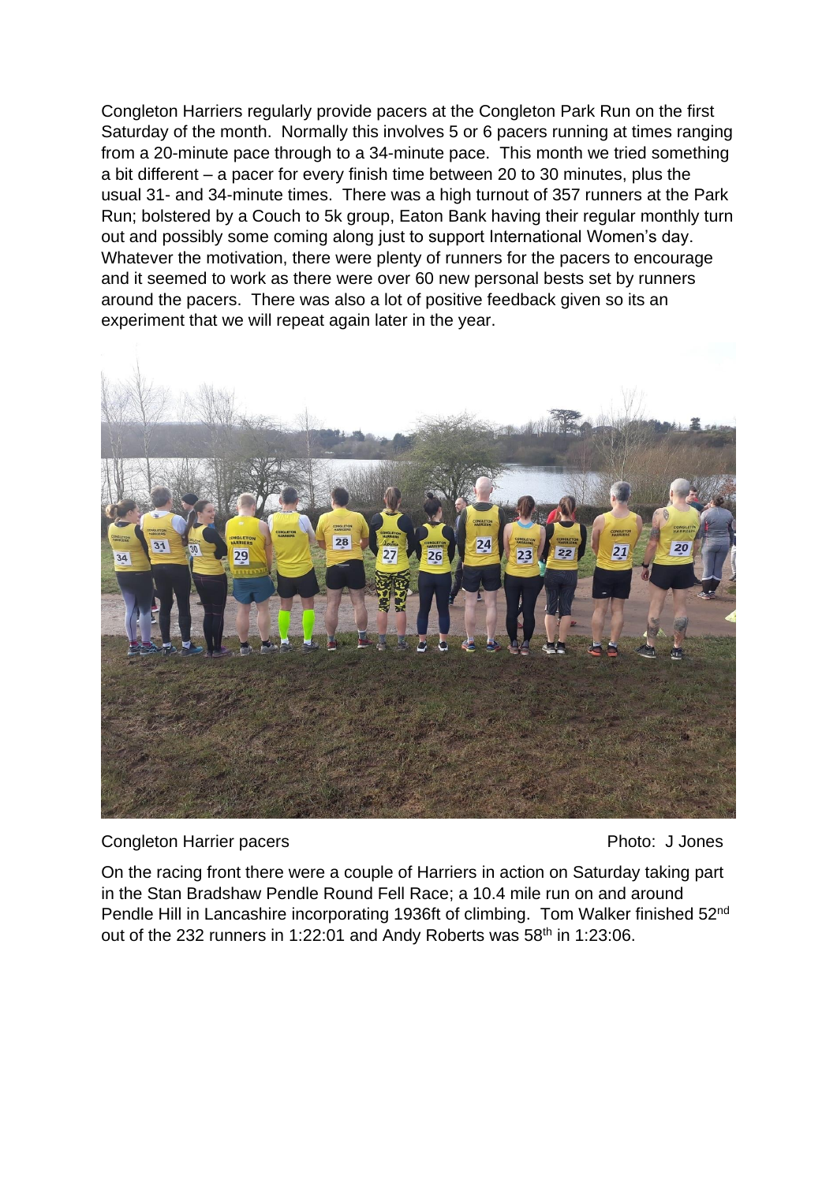Congleton Harriers regularly provide pacers at the Congleton Park Run on the first Saturday of the month. Normally this involves 5 or 6 pacers running at times ranging from a 20-minute pace through to a 34-minute pace. This month we tried something a bit different – a pacer for every finish time between 20 to 30 minutes, plus the usual 31- and 34-minute times. There was a high turnout of 357 runners at the Park Run; bolstered by a Couch to 5k group, Eaton Bank having their regular monthly turn out and possibly some coming along just to support International Women's day. Whatever the motivation, there were plenty of runners for the pacers to encourage and it seemed to work as there were over 60 new personal bests set by runners around the pacers. There was also a lot of positive feedback given so its an experiment that we will repeat again later in the year.

Congleton Harrier pacers Photo: J Jones

On the racing front there were a couple of Harriers in action on Saturday taking part in the Stan Bradshaw Pendle Round Fell Race; a 10.4 mile run on and around Pendle Hill in Lancashire incorporating 1936ft of climbing. Tom Walker finished 52nd out of the 232 runners in 1:22:01 and Andy Roberts was 58th in 1:23:06.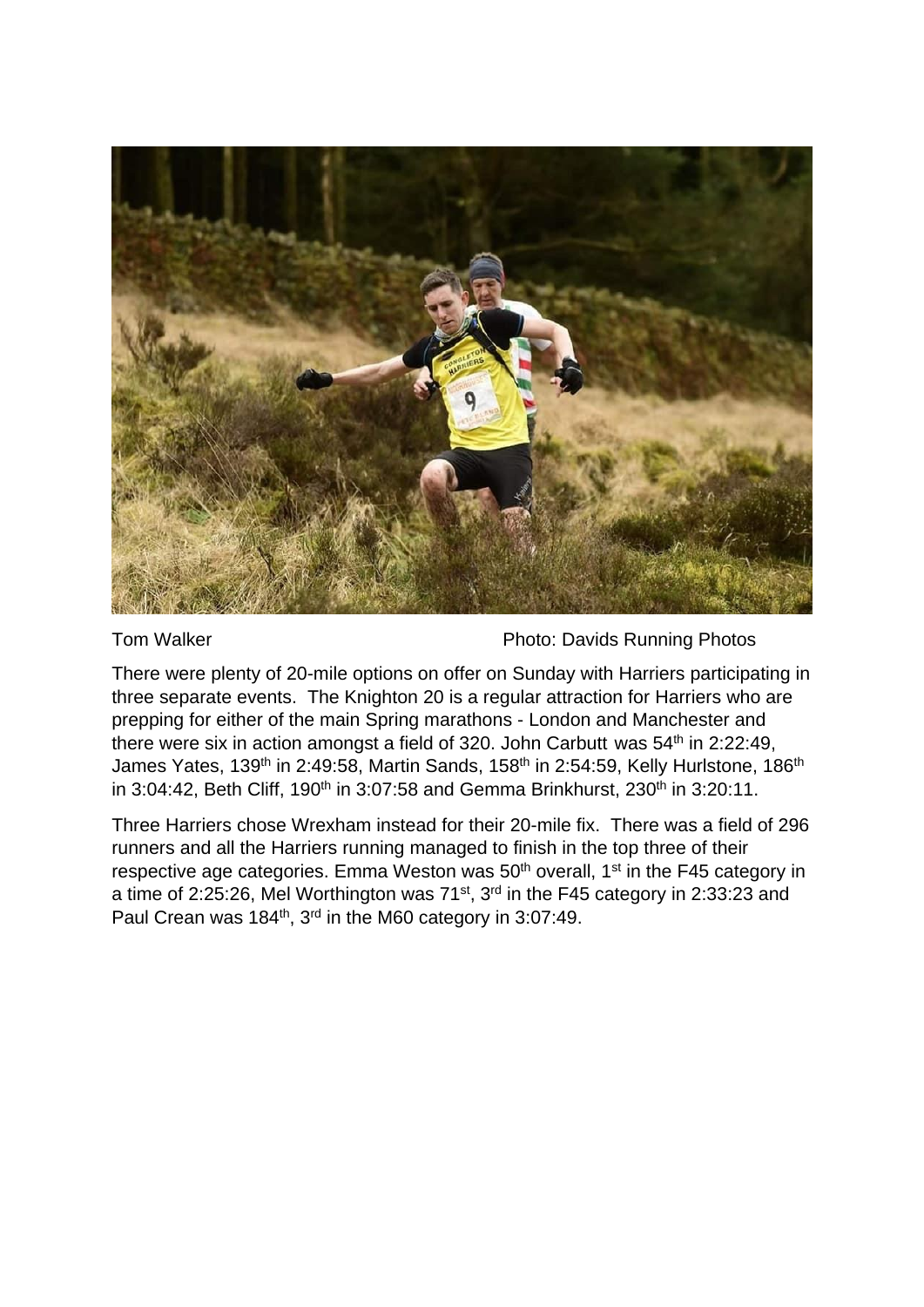Tom Walker Photo: Davids Running Photos

There were plenty of 20-mile options on offer on Sunday with Harriers participating in three separate events. The Knighton 20 is a regular attraction for Harriers who are prepping for either of the main Spring marathons - London and Manchester and there were six in action amongst a field of 320. John Carbutt was 54th in 2:22:49, James Yates, 139th in 2:49:58, Martin Sands, 158th in 2:54:59, Kelly Hurlstone, 186th in 3:04:42, Beth Cliff, 190th in 3:07:58 and Gemma Brinkhurst, 230th in 3:20:11.

Three Harriers chose Wrexham instead for their 20-mile fix. There was a field of 296 runners and all the Harriers running managed to finish in the top three of their respective age categories. Emma Weston was 50th overall, 1st in the F45 category in a time of 2:25:26, Mel Worthington was 71st, 3rd in the F45 category in 2:33:23 and Paul Crean was 184th, 3rd in the M60 category in 3:07:49.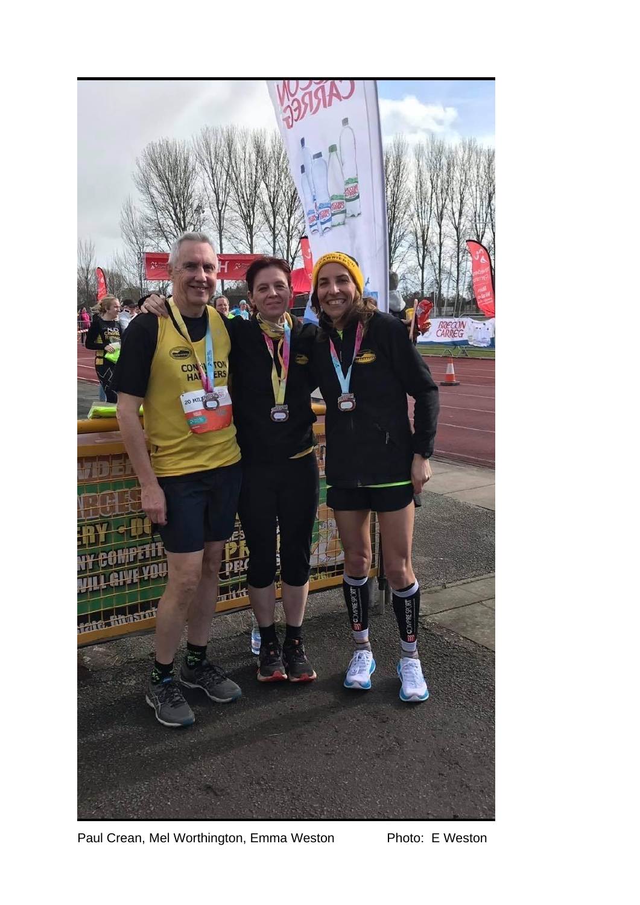Paul Crean, Mel Worthington, Emma Weston Photo: E Weston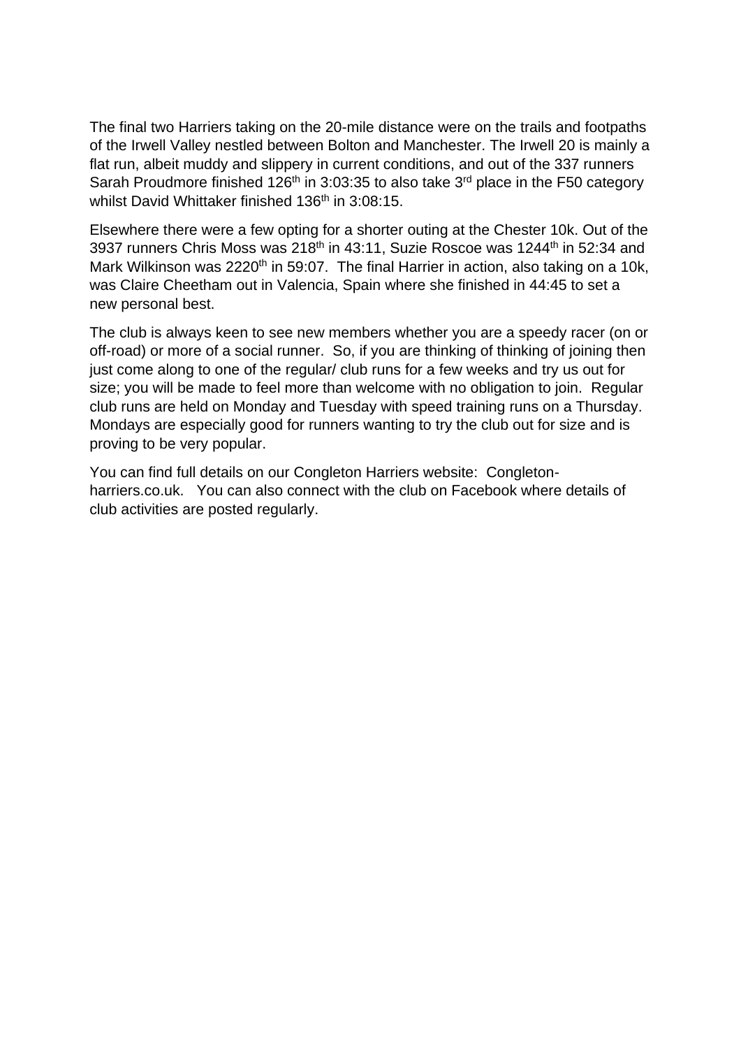The final two Harriers taking on the 20-mile distance were on the trails and footpaths of the Irwell Valley nestled between Bolton and Manchester. The Irwell 20 is mainly a flat run, albeit muddy and slippery in current conditions, and out of the 337 runners Sarah Proudmore finished 126th in 3:03:35 to also take 3rd place in the F50 category whilst David Whittaker finished 136th in 3:08:15.

Elsewhere there were a few opting for a shorter outing at the Chester 10k. Out of the 3937 runners Chris Moss was 218th in 43:11, Suzie Roscoe was 1244th in 52:34 and Mark Wilkinson was 2220th in 59:07. The final Harrier in action, also taking on a 10k, was Claire Cheetham out in Valencia, Spain where she finished in 44:45 to set a new personal best.

The club is always keen to see new members whether you are a speedy racer (on or off-road) or more of a social runner. So, if you are thinking of thinking of joining then just come along to one of the regular/ club runs for a few weeks and try us out for size; you will be made to feel more than welcome with no obligation to join. Regular club runs are held on Monday and Tuesday with speed training runs on a Thursday. Mondays are especially good for runners wanting to try the club out for size and is proving to be very popular.

You can find full details on our Congleton Harriers website: Congleton-harriers.co.uk. You can also connect with the club on Facebook where details of club activities are posted regularly.